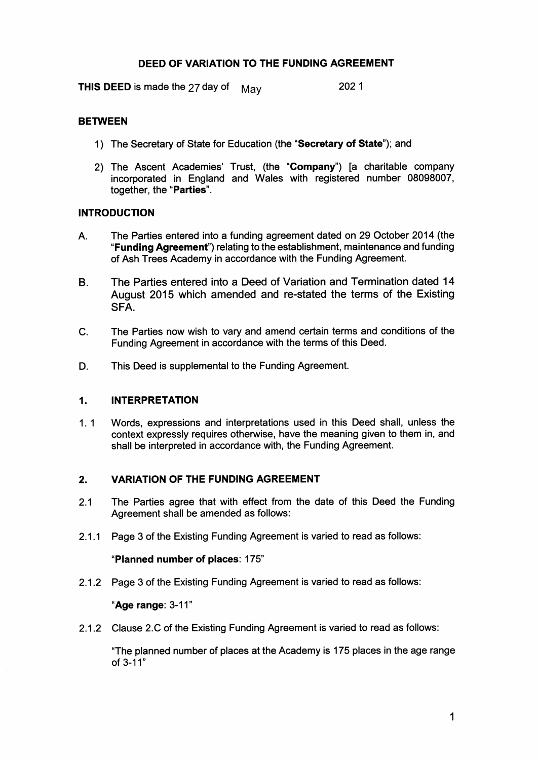# DEED OF VARIATION TO THE FUNDING AGREEMENT

**THIS DEED** is made the 27 day of May 202 1

**BETWEEN**

1) The Secretary of State for Education (the "**Secretary of State**"); and
2) The Ascent Academies' Trust, (the "**Company**") [a charitable company incorporated in England and Wales with registered number 08098007, together, the "**Parties**".

**INTRODUCTION**

A. The Parties entered into a funding agreement dated on 29 October 2014 (the "**Funding Agreement**") relating to the establishment, maintenance and funding of Ash Trees Academy in accordance with the Funding Agreement.

B. The Parties entered into a Deed of Variation and Termination dated 14 August 2015 which amended and re-stated the terms of the Existing SFA.

C. The Parties now wish to vary and amend certain terms and conditions of the Funding Agreement in accordance with the terms of this Deed.

D. This Deed is supplemental to the Funding Agreement.

## 1. INTERPRETATION

1.1 Words, expressions and interpretations used in this Deed shall, unless the context expressly requires otherwise, have the meaning given to them in, and shall be interpreted in accordance with, the Funding Agreement.

## 2. VARIATION OF THE FUNDING AGREEMENT

2.1 The Parties agree that with effect from the date of this Deed the Funding Agreement shall be amended as follows:

2.1.1 Page 3 of the Existing Funding Agreement is varied to read as follows:

"**Planned number of places**: 175"

2.1.2 Page 3 of the Existing Funding Agreement is varied to read as follows:

"**Age range**: 3-11"

2.1.2 Clause 2.C of the Existing Funding Agreement is varied to read as follows:

"The planned number of places at the Academy is 175 places in the age range of 3-11"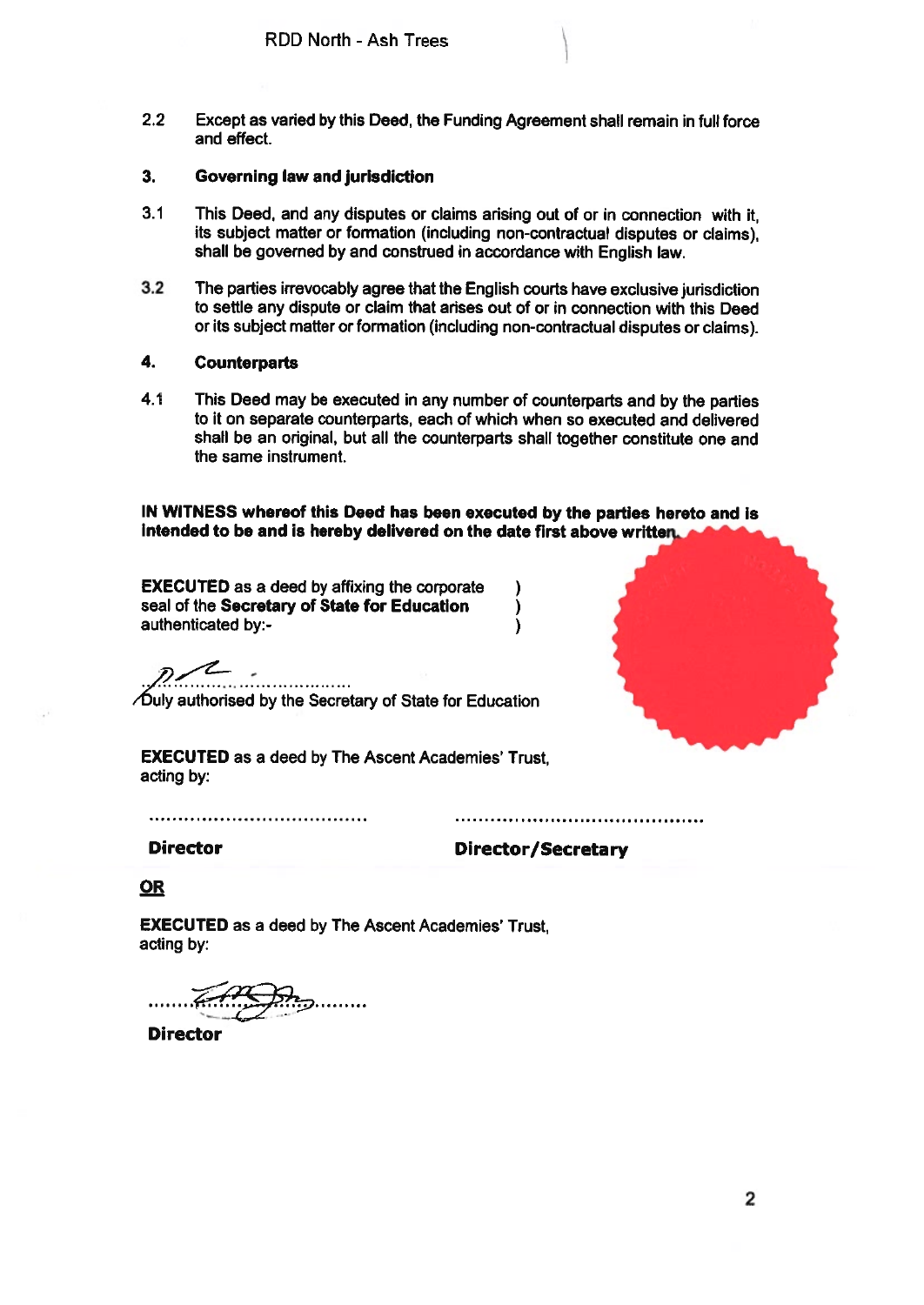2.2 Except as varied by this Deed, the Funding Agreement shall remain in full force and effect.

**3. Governing law and jurisdiction**

3.1 This Deed, and any disputes or claims arising out of or in connection with it, its subject matter or formation (including non-contractual disputes or claims), shall be governed by and construed in accordance with English law.

3.2 The parties irrevocably agree that the English courts have exclusive jurisdiction to settle any dispute or claim that arises out of or in connection with this Deed or its subject matter or formation (including non-contractual disputes or claims).

**4. Counterparts**

4.1 This Deed may be executed in any number of counterparts and by the parties to it on separate counterparts, each of which when so executed and delivered shall be an original, but all the counterparts shall together constitute one and the same instrument.

**IN WITNESS whereof this Deed has been executed by the parties hereto and is intended to be and is hereby delivered on the date first above written.**

**EXECUTED** as a deed by affixing the corporate seal of the **Secretary of State for Education** authenticated by:- )

.......................................
Duly authorised by the Secretary of State for Education

**EXECUTED** as a deed by The Ascent Academies' Trust, acting by:

....................................... .......................................

**Director** **Director/Secretary**

**OR**

**EXECUTED** as a deed by The Ascent Academies' Trust, acting by:

.......................................
**Director**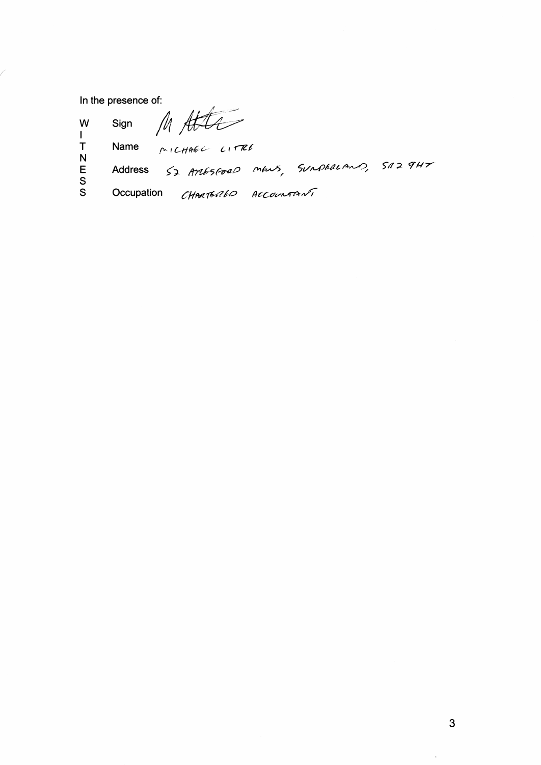In the presence of:

| | | |
|---|---|---|
| W | Sign | M Attle |
| I | | |
| T | Name | MICHAEL LITTLE |
| N | | |
| E | Address | 52 AYLESFORD MEWS, SUNDERLAND, SR2 9HT |
| S | | |
| S | Occupation | CHARTERED ACCOUNTANT |